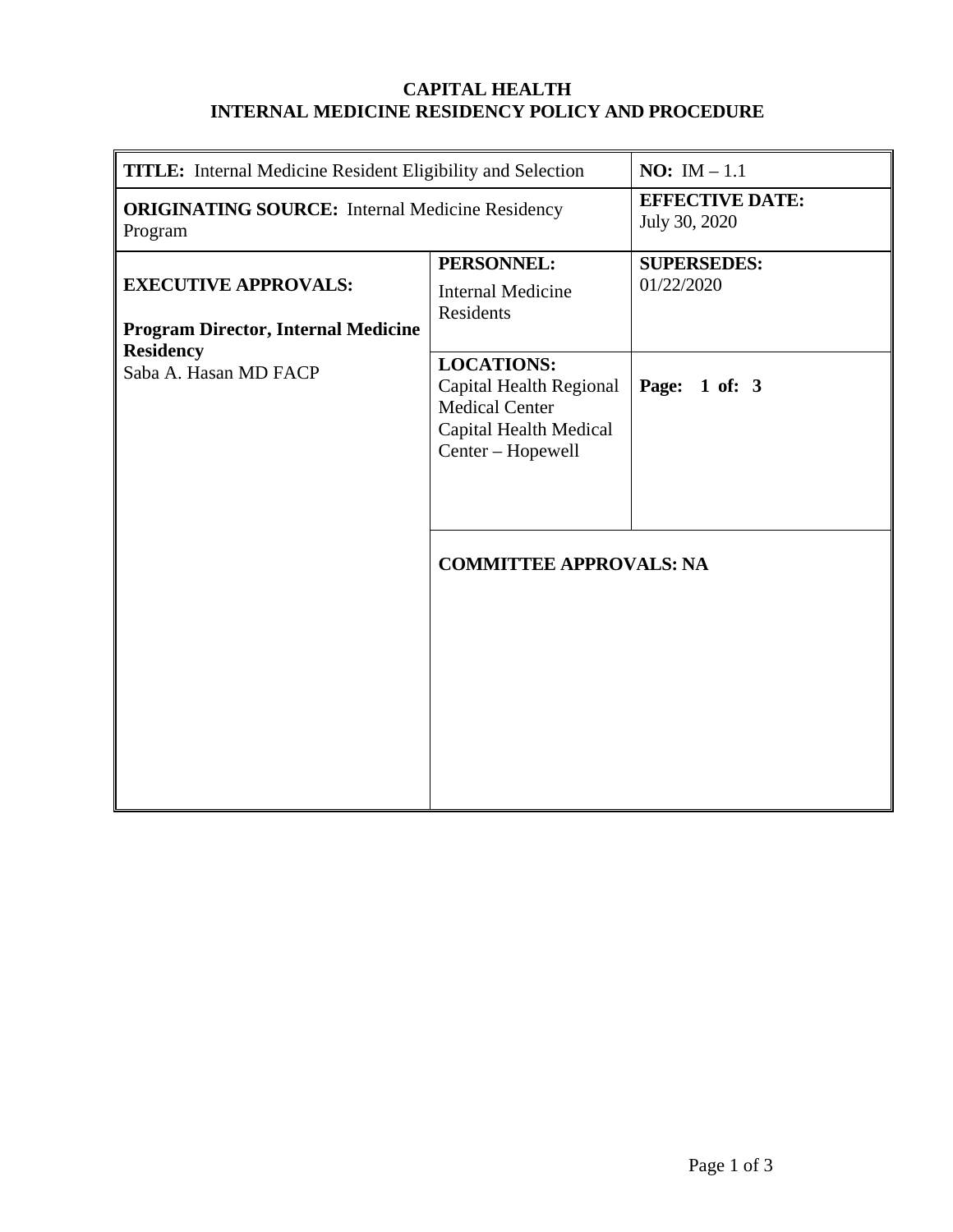**CAPITAL HEALTH**
**INTERNAL MEDICINE RESIDENCY POLICY AND PROCEDURE**

| **TITLE:** Internal Medicine Resident Eligibility and Selection | | **NO:** IM – 1.1 |
|---|---|---|
| **ORIGINATING SOURCE:** Internal Medicine Residency Program | | **EFFECTIVE DATE:** July 30, 2020 |
| **EXECUTIVE APPROVALS:**<br><br>**Program Director, Internal Medicine Residency**<br>Saba A. Hasan MD FACP | **PERSONNEL:**<br>Internal Medicine Residents | **SUPERSEDES:**<br>01/22/2020 |
| | **LOCATIONS:**<br>Capital Health Regional Medical Center<br>Capital Health Medical Center – Hopewell | **Page: 1 of: 3** |
| | **COMMITTEE APPROVALS: NA** | |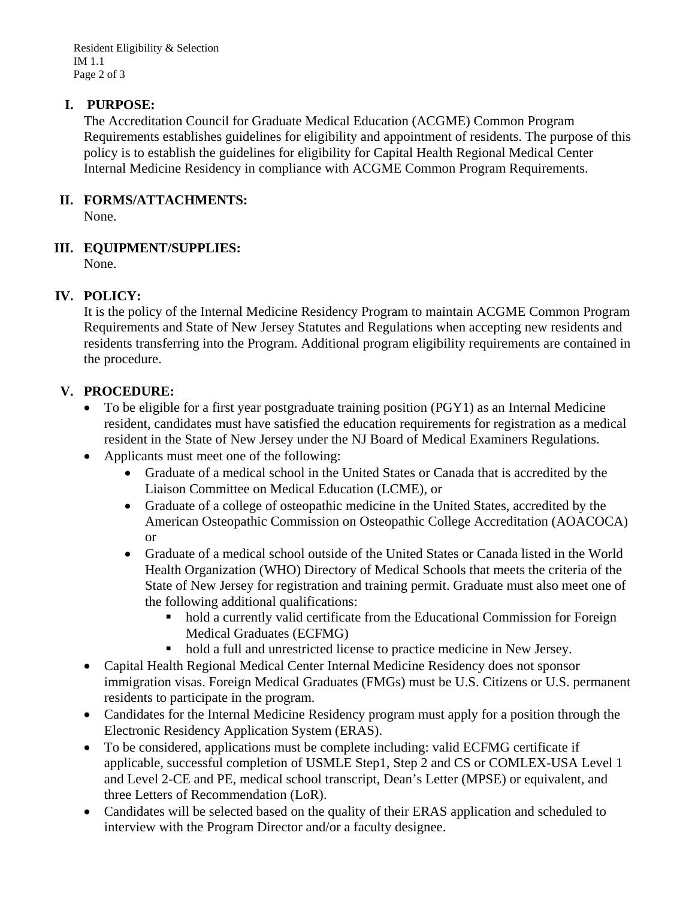## I. PURPOSE:

The Accreditation Council for Graduate Medical Education (ACGME) Common Program Requirements establishes guidelines for eligibility and appointment of residents. The purpose of this policy is to establish the guidelines for eligibility for Capital Health Regional Medical Center Internal Medicine Residency in compliance with ACGME Common Program Requirements.

## II. FORMS/ATTACHMENTS:

None.

## III. EQUIPMENT/SUPPLIES:

None.

## IV. POLICY:

It is the policy of the Internal Medicine Residency Program to maintain ACGME Common Program Requirements and State of New Jersey Statutes and Regulations when accepting new residents and residents transferring into the Program. Additional program eligibility requirements are contained in the procedure.

## V. PROCEDURE:

- To be eligible for a first year postgraduate training position (PGY1) as an Internal Medicine resident, candidates must have satisfied the education requirements for registration as a medical resident in the State of New Jersey under the NJ Board of Medical Examiners Regulations.
- Applicants must meet one of the following:
  - Graduate of a medical school in the United States or Canada that is accredited by the Liaison Committee on Medical Education (LCME), or
  - Graduate of a college of osteopathic medicine in the United States, accredited by the American Osteopathic Commission on Osteopathic College Accreditation (AOACOCA) or
  - Graduate of a medical school outside of the United States or Canada listed in the World Health Organization (WHO) Directory of Medical Schools that meets the criteria of the State of New Jersey for registration and training permit. Graduate must also meet one of the following additional qualifications:
    - hold a currently valid certificate from the Educational Commission for Foreign Medical Graduates (ECFMG)
    - hold a full and unrestricted license to practice medicine in New Jersey.
- Capital Health Regional Medical Center Internal Medicine Residency does not sponsor immigration visas. Foreign Medical Graduates (FMGs) must be U.S. Citizens or U.S. permanent residents to participate in the program.
- Candidates for the Internal Medicine Residency program must apply for a position through the Electronic Residency Application System (ERAS).
- To be considered, applications must be complete including: valid ECFMG certificate if applicable, successful completion of USMLE Step1, Step 2 and CS or COMLEX-USA Level 1 and Level 2-CE and PE, medical school transcript, Dean's Letter (MPSE) or equivalent, and three Letters of Recommendation (LoR).
- Candidates will be selected based on the quality of their ERAS application and scheduled to interview with the Program Director and/or a faculty designee.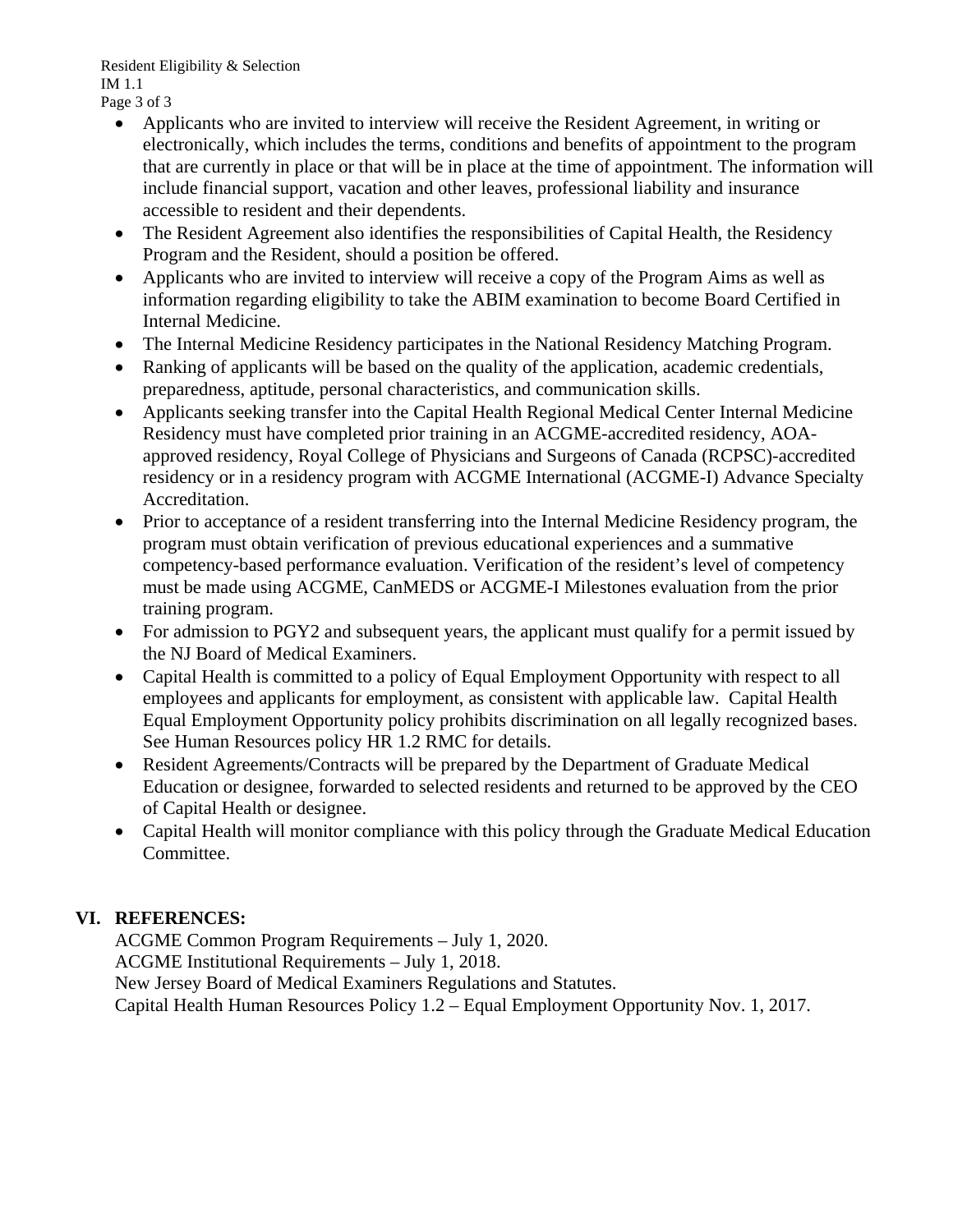- Applicants who are invited to interview will receive the Resident Agreement, in writing or electronically, which includes the terms, conditions and benefits of appointment to the program that are currently in place or that will be in place at the time of appointment. The information will include financial support, vacation and other leaves, professional liability and insurance accessible to resident and their dependents.
- The Resident Agreement also identifies the responsibilities of Capital Health, the Residency Program and the Resident, should a position be offered.
- Applicants who are invited to interview will receive a copy of the Program Aims as well as information regarding eligibility to take the ABIM examination to become Board Certified in Internal Medicine.
- The Internal Medicine Residency participates in the National Residency Matching Program.
- Ranking of applicants will be based on the quality of the application, academic credentials, preparedness, aptitude, personal characteristics, and communication skills.
- Applicants seeking transfer into the Capital Health Regional Medical Center Internal Medicine Residency must have completed prior training in an ACGME-accredited residency, AOA-approved residency, Royal College of Physicians and Surgeons of Canada (RCPSC)-accredited residency or in a residency program with ACGME International (ACGME-I) Advance Specialty Accreditation.
- Prior to acceptance of a resident transferring into the Internal Medicine Residency program, the program must obtain verification of previous educational experiences and a summative competency-based performance evaluation. Verification of the resident's level of competency must be made using ACGME, CanMEDS or ACGME-I Milestones evaluation from the prior training program.
- For admission to PGY2 and subsequent years, the applicant must qualify for a permit issued by the NJ Board of Medical Examiners.
- Capital Health is committed to a policy of Equal Employment Opportunity with respect to all employees and applicants for employment, as consistent with applicable law. Capital Health Equal Employment Opportunity policy prohibits discrimination on all legally recognized bases. See Human Resources policy HR 1.2 RMC for details.
- Resident Agreements/Contracts will be prepared by the Department of Graduate Medical Education or designee, forwarded to selected residents and returned to be approved by the CEO of Capital Health or designee.
- Capital Health will monitor compliance with this policy through the Graduate Medical Education Committee.

## VI. REFERENCES:

ACGME Common Program Requirements – July 1, 2020.
ACGME Institutional Requirements – July 1, 2018.
New Jersey Board of Medical Examiners Regulations and Statutes.
Capital Health Human Resources Policy 1.2 – Equal Employment Opportunity Nov. 1, 2017.